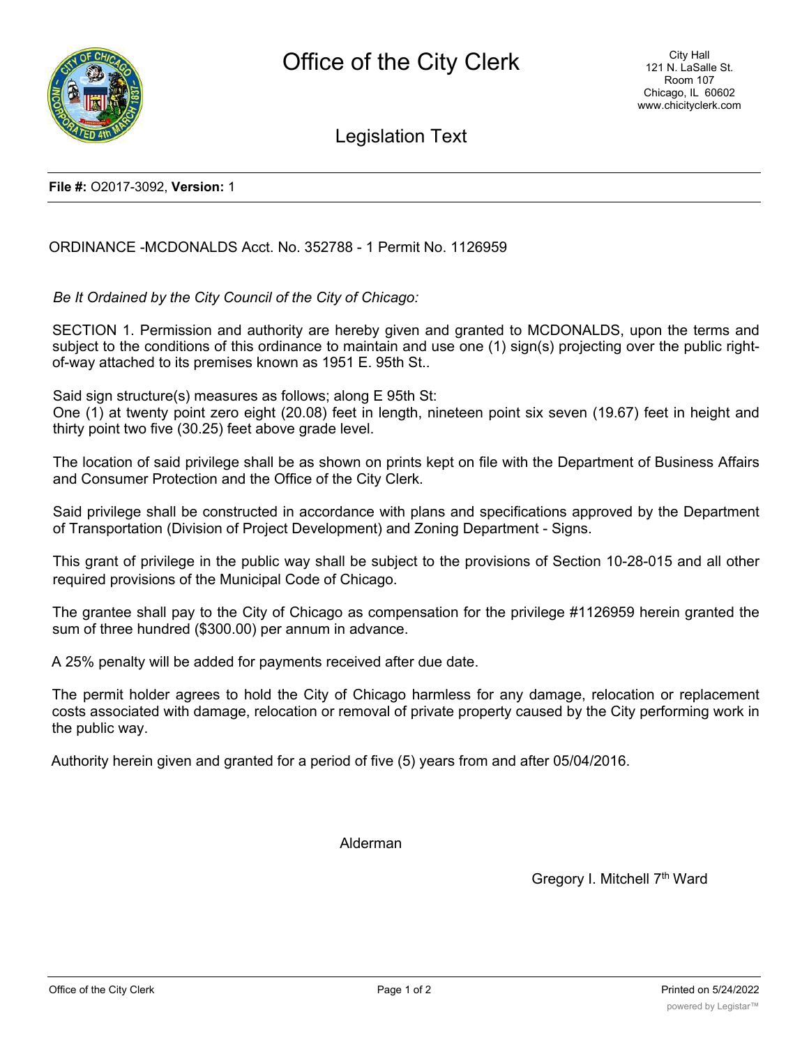# Office of the City Clerk

City Hall
121 N. LaSalle St.
Room 107
Chicago, IL 60602
www.chicityclerk.com

## Legislation Text

**File #:** O2017-3092, **Version:** 1

ORDINANCE -MCDONALDS Acct. No. 352788 - 1 Permit No. 1126959

*Be It Ordained by the City Council of the City of Chicago:*

SECTION 1. Permission and authority are hereby given and granted to MCDONALDS, upon the terms and subject to the conditions of this ordinance to maintain and use one (1) sign(s) projecting over the public right-of-way attached to its premises known as 1951 E. 95th St..

Said sign structure(s) measures as follows; along E 95th St:
One (1) at twenty point zero eight (20.08) feet in length, nineteen point six seven (19.67) feet in height and thirty point two five (30.25) feet above grade level.

The location of said privilege shall be as shown on prints kept on file with the Department of Business Affairs and Consumer Protection and the Office of the City Clerk.

Said privilege shall be constructed in accordance with plans and specifications approved by the Department of Transportation (Division of Project Development) and Zoning Department - Signs.

This grant of privilege in the public way shall be subject to the provisions of Section 10-28-015 and all other required provisions of the Municipal Code of Chicago.

The grantee shall pay to the City of Chicago as compensation for the privilege #1126959 herein granted the sum of three hundred ($300.00) per annum in advance.

A 25% penalty will be added for payments received after due date.

The permit holder agrees to hold the City of Chicago harmless for any damage, relocation or replacement costs associated with damage, relocation or removal of private property caused by the City performing work in the public way.

Authority herein given and granted for a period of five (5) years from and after 05/04/2016.

Alderman

Gregory I. Mitchell 7th Ward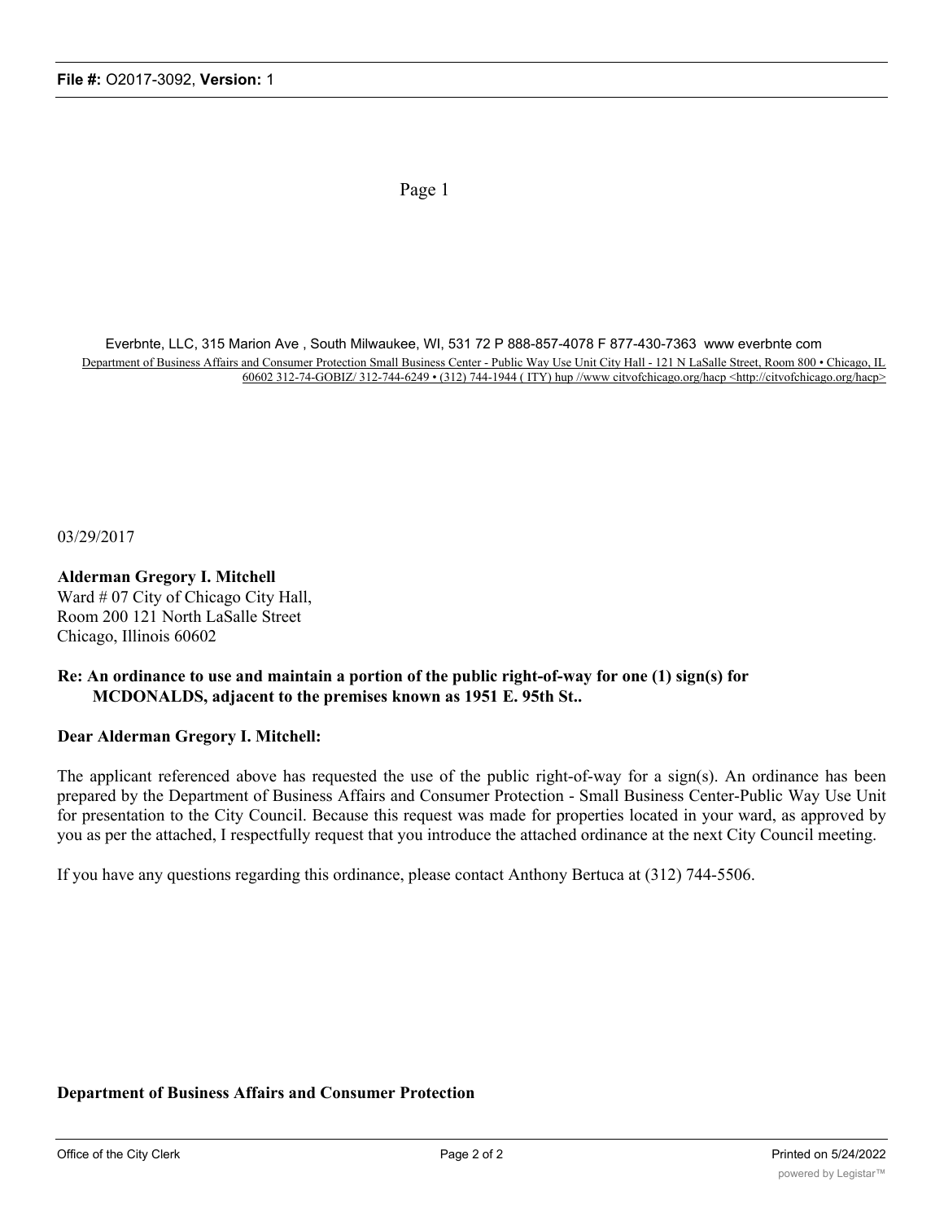Page 1

Everbnte, LLC, 315 Marion Ave , South Milwaukee, WI, 531 72 P 888-857-4078 F 877-430-7363 www everbnte com

Department of Business Affairs and Consumer Protection Small Business Center - Public Way Use Unit City Hall - 121 N LaSalle Street, Room 800 • Chicago, IL 60602 312-74-GOBIZ/ 312-744-6249 • (312) 744-1944 ( ITY) hup //www citvofchicago.org/hacp <http://citvofchicago.org/hacp>

03/29/2017

**Alderman Gregory I. Mitchell**
Ward # 07 City of Chicago City Hall,
Room 200 121 North LaSalle Street
Chicago, Illinois 60602

**Re: An ordinance to use and maintain a portion of the public right-of-way for one (1) sign(s) for MCDONALDS, adjacent to the premises known as 1951 E. 95th St..**

**Dear Alderman Gregory I. Mitchell:**

The applicant referenced above has requested the use of the public right-of-way for a sign(s). An ordinance has been prepared by the Department of Business Affairs and Consumer Protection - Small Business Center-Public Way Use Unit for presentation to the City Council. Because this request was made for properties located in your ward, as approved by you as per the attached, I respectfully request that you introduce the attached ordinance at the next City Council meeting.

If you have any questions regarding this ordinance, please contact Anthony Bertuca at (312) 744-5506.

**Department of Business Affairs and Consumer Protection**